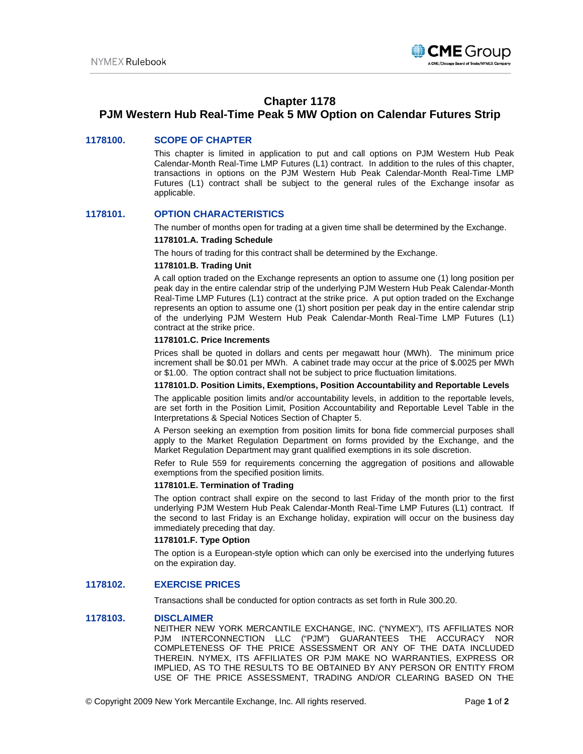# Chapter 1178
# PJM Western Hub Real-Time Peak 5 MW Option on Calendar Futures Strip

## 1178100. SCOPE OF CHAPTER

This chapter is limited in application to put and call options on PJM Western Hub Peak Calendar-Month Real-Time LMP Futures (L1) contract. In addition to the rules of this chapter, transactions in options on the PJM Western Hub Peak Calendar-Month Real-Time LMP Futures (L1) contract shall be subject to the general rules of the Exchange insofar as applicable.

## 1178101. OPTION CHARACTERISTICS

The number of months open for trading at a given time shall be determined by the Exchange.

### 1178101.A. Trading Schedule

The hours of trading for this contract shall be determined by the Exchange.

### 1178101.B. Trading Unit

A call option traded on the Exchange represents an option to assume one (1) long position per peak day in the entire calendar strip of the underlying PJM Western Hub Peak Calendar-Month Real-Time LMP Futures (L1) contract at the strike price. A put option traded on the Exchange represents an option to assume one (1) short position per peak day in the entire calendar strip of the underlying PJM Western Hub Peak Calendar-Month Real-Time LMP Futures (L1) contract at the strike price.

### 1178101.C. Price Increments

Prices shall be quoted in dollars and cents per megawatt hour (MWh). The minimum price increment shall be $0.01 per MWh. A cabinet trade may occur at the price of $.0025 per MWh or $1.00. The option contract shall not be subject to price fluctuation limitations.

### 1178101.D. Position Limits, Exemptions, Position Accountability and Reportable Levels

The applicable position limits and/or accountability levels, in addition to the reportable levels, are set forth in the Position Limit, Position Accountability and Reportable Level Table in the Interpretations & Special Notices Section of Chapter 5.

A Person seeking an exemption from position limits for bona fide commercial purposes shall apply to the Market Regulation Department on forms provided by the Exchange, and the Market Regulation Department may grant qualified exemptions in its sole discretion.

Refer to Rule 559 for requirements concerning the aggregation of positions and allowable exemptions from the specified position limits.

### 1178101.E. Termination of Trading

The option contract shall expire on the second to last Friday of the month prior to the first underlying PJM Western Hub Peak Calendar-Month Real-Time LMP Futures (L1) contract. If the second to last Friday is an Exchange holiday, expiration will occur on the business day immediately preceding that day.

### 1178101.F. Type Option

The option is a European-style option which can only be exercised into the underlying futures on the expiration day.

## 1178102. EXERCISE PRICES

Transactions shall be conducted for option contracts as set forth in Rule 300.20.

## 1178103. DISCLAIMER

NEITHER NEW YORK MERCANTILE EXCHANGE, INC. ("NYMEX"), ITS AFFILIATES NOR PJM INTERCONNECTION LLC ("PJM") GUARANTEES THE ACCURACY NOR COMPLETENESS OF THE PRICE ASSESSMENT OR ANY OF THE DATA INCLUDED THEREIN. NYMEX, ITS AFFILIATES OR PJM MAKE NO WARRANTIES, EXPRESS OR IMPLIED, AS TO THE RESULTS TO BE OBTAINED BY ANY PERSON OR ENTITY FROM USE OF THE PRICE ASSESSMENT, TRADING AND/OR CLEARING BASED ON THE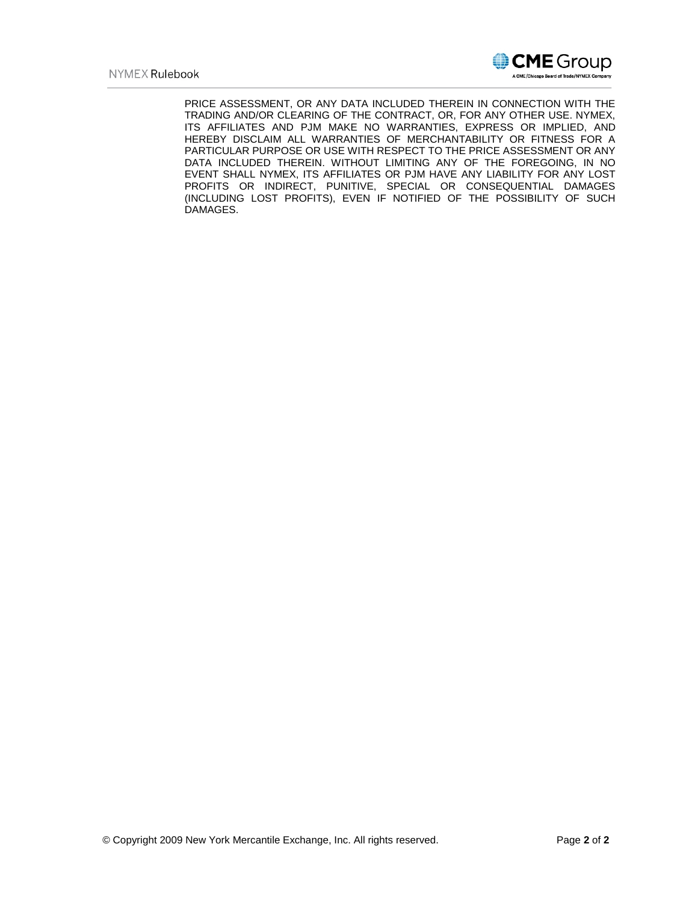PRICE ASSESSMENT, OR ANY DATA INCLUDED THEREIN IN CONNECTION WITH THE TRADING AND/OR CLEARING OF THE CONTRACT, OR, FOR ANY OTHER USE. NYMEX, ITS AFFILIATES AND PJM MAKE NO WARRANTIES, EXPRESS OR IMPLIED, AND HEREBY DISCLAIM ALL WARRANTIES OF MERCHANTABILITY OR FITNESS FOR A PARTICULAR PURPOSE OR USE WITH RESPECT TO THE PRICE ASSESSMENT OR ANY DATA INCLUDED THEREIN. WITHOUT LIMITING ANY OF THE FOREGOING, IN NO EVENT SHALL NYMEX, ITS AFFILIATES OR PJM HAVE ANY LIABILITY FOR ANY LOST PROFITS OR INDIRECT, PUNITIVE, SPECIAL OR CONSEQUENTIAL DAMAGES (INCLUDING LOST PROFITS), EVEN IF NOTIFIED OF THE POSSIBILITY OF SUCH DAMAGES.